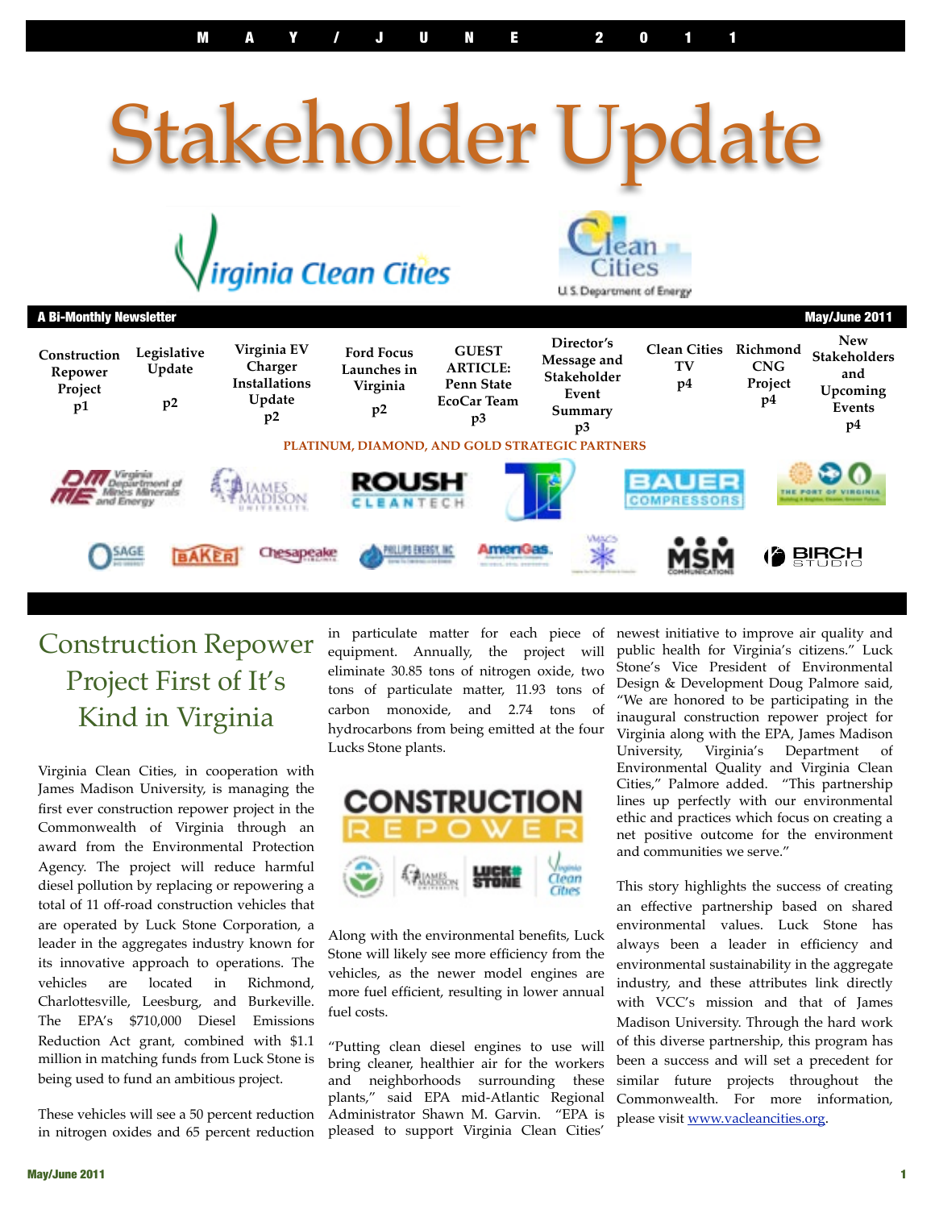# Stakeholder Update

MAY / JUNE 2011

**A Bi-Monthly Newsletter** — **May/June 2011**

| Construction Repower Project | Legislative Update | Virginia EV Charger Installations Update | Ford Focus Launches in Virginia | GUEST ARTICLE: Penn State EcoCar Team | Director's Message and Stakeholder Event Summary | Clean Cities TV | Richmond CNG Project | New Stakeholders and Upcoming Events |
|---|---|---|---|---|---|---|---|---|
| p1 | p2 | p2 | p2 | p3 | p3 | p4 | p4 | p4 |

PLATINUM, DIAMOND, AND GOLD STRATEGIC PARTNERS

## Construction Repower Project First of It's Kind in Virginia

Virginia Clean Cities, in cooperation with James Madison University, is managing the first ever construction repower project in the Commonwealth of Virginia through an award from the Environmental Protection Agency. The project will reduce harmful diesel pollution by replacing or repowering a total of 11 off-road construction vehicles that are operated by Luck Stone Corporation, a leader in the aggregates industry known for its innovative approach to operations. The vehicles are located in Richmond, Charlottesville, Leesburg, and Burkeville. The EPA's $710,000 Diesel Emissions Reduction Act grant, combined with $1.1 million in matching funds from Luck Stone is being used to fund an ambitious project.

These vehicles will see a 50 percent reduction in nitrogen oxides and 65 percent reduction in particulate matter for each piece of equipment. Annually, the project will eliminate 30.85 tons of nitrogen oxide, two tons of particulate matter, 11.93 tons of carbon monoxide, and 2.74 tons of hydrocarbons from being emitted at the four Lucks Stone plants.

Along with the environmental benefits, Luck Stone will likely see more efficiency from the vehicles, as the newer model engines are more fuel efficient, resulting in lower annual fuel costs.

"Putting clean diesel engines to use will bring cleaner, healthier air for the workers and neighborhoods surrounding these plants," said EPA mid-Atlantic Regional Administrator Shawn M. Garvin. "EPA is pleased to support Virginia Clean Cities' newest initiative to improve air quality and public health for Virginia's citizens." Luck Stone's Vice President of Environmental Design & Development Doug Palmore said, "We are honored to be participating in the inaugural construction repower project for Virginia along with the EPA, James Madison University, Virginia's Department of Environmental Quality and Virginia Clean Cities," Palmore added. "This partnership lines up perfectly with our environmental ethic and practices which focus on creating a net positive outcome for the environment and communities we serve."

This story highlights the success of creating an effective partnership based on shared environmental values. Luck Stone has always been a leader in efficiency and environmental sustainability in the aggregate industry, and these attributes link directly with VCC's mission and that of James Madison University. Through the hard work of this diverse partnership, this program has been a success and will set a precedent for similar future projects throughout the Commonwealth. For more information, please visit www.vacleancities.org.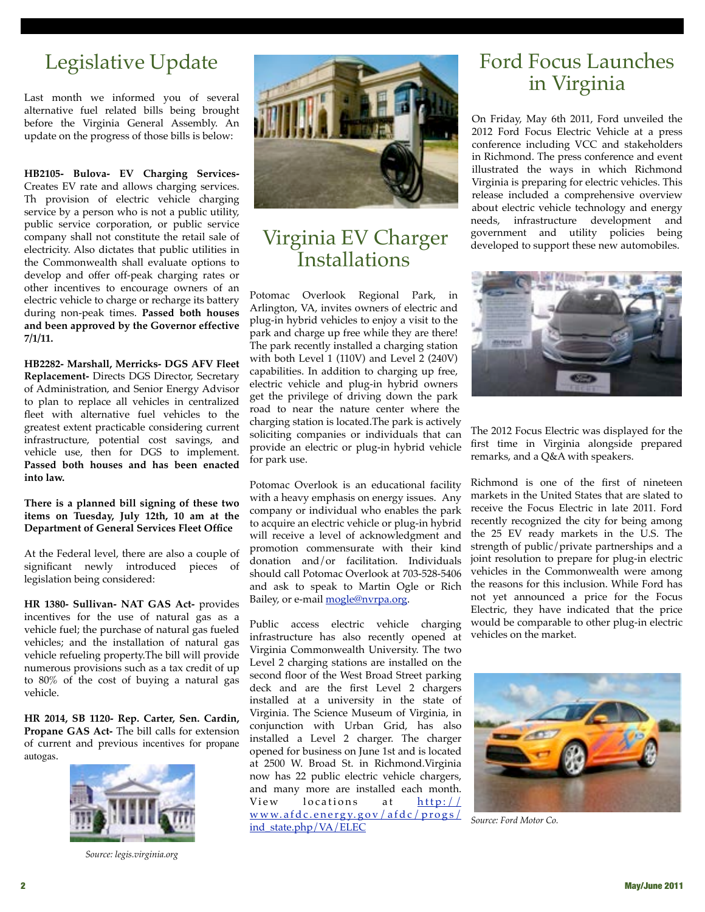## Legislative Update

Last month we informed you of several alternative fuel related bills being brought before the Virginia General Assembly. An update on the progress of those bills is below:

**HB2105- Bulova- EV Charging Services-** Creates EV rate and allows charging services. Th provision of electric vehicle charging service by a person who is not a public utility, public service corporation, or public service company shall not constitute the retail sale of electricity. Also dictates that public utilities in the Commonwealth shall evaluate options to develop and offer off-peak charging rates or other incentives to encourage owners of an electric vehicle to charge or recharge its battery during non-peak times. **Passed both houses and been approved by the Governor effective 7/1/11.**

**HB2282- Marshall, Merricks- DGS AFV Fleet Replacement-** Directs DGS Director, Secretary of Administration, and Senior Energy Advisor to plan to replace all vehicles in centralized fleet with alternative fuel vehicles to the greatest extent practicable considering current infrastructure, potential cost savings, and vehicle use, then for DGS to implement. **Passed both houses and has been enacted into law.**

**There is a planned bill signing of these two items on Tuesday, July 12th, 10 am at the Department of General Services Fleet Office**

At the Federal level, there are also a couple of significant newly introduced pieces of legislation being considered:

**HR 1380- Sullivan- NAT GAS Act-** provides incentives for the use of natural gas as a vehicle fuel; the purchase of natural gas fueled vehicles; and the installation of natural gas vehicle refueling property.The bill will provide numerous provisions such as a tax credit of up to 80% of the cost of buying a natural gas vehicle.

**HR 2014, SB 1120- Rep. Carter, Sen. Cardin, Propane GAS Act-** The bill calls for extension of current and previous incentives for propane autogas.

*Source: legis.virginia.org*

## Virginia EV Charger Installations

Potomac Overlook Regional Park, in Arlington, VA, invites owners of electric and plug-in hybrid vehicles to enjoy a visit to the park and charge up free while they are there! The park recently installed a charging station with both Level 1 (110V) and Level 2 (240V) capabilities. In addition to charging up free, electric vehicle and plug-in hybrid owners get the privilege of driving down the park road to near the nature center where the charging station is located.The park is actively soliciting companies or individuals that can provide an electric or plug-in hybrid vehicle for park use.

Potomac Overlook is an educational facility with a heavy emphasis on energy issues. Any company or individual who enables the park to acquire an electric vehicle or plug-in hybrid will receive a level of acknowledgment and promotion commensurate with their kind donation and/or facilitation. Individuals should call Potomac Overlook at 703-528-5406 and ask to speak to Martin Ogle or Rich Bailey, or e-mail mogle@nvrpa.org.

Public access electric vehicle charging infrastructure has also recently opened at Virginia Commonwealth University. The two Level 2 charging stations are installed on the second floor of the West Broad Street parking deck and are the first Level 2 chargers installed at a university in the state of Virginia. The Science Museum of Virginia, in conjunction with Urban Grid, has also installed a Level 2 charger. The charger opened for business on June 1st and is located at 2500 W. Broad St. in Richmond.Virginia now has 22 public electric vehicle chargers, and many more are installed each month. View locations at http://www.afdc.energy.gov/afdc/progs/ind_state.php/VA/ELEC

## Ford Focus Launches in Virginia

On Friday, May 6th 2011, Ford unveiled the 2012 Ford Focus Electric Vehicle at a press conference including VCC and stakeholders in Richmond. The press conference and event illustrated the ways in which Richmond Virginia is preparing for electric vehicles. This release included a comprehensive overview about electric vehicle technology and energy needs, infrastructure development and government and utility policies being developed to support these new automobiles.

The 2012 Focus Electric was displayed for the first time in Virginia alongside prepared remarks, and a Q&A with speakers.

Richmond is one of the first of nineteen markets in the United States that are slated to receive the Focus Electric in late 2011. Ford recently recognized the city for being among the 25 EV ready markets in the U.S. The strength of public/private partnerships and a joint resolution to prepare for plug-in electric vehicles in the Commonwealth were among the reasons for this inclusion. While Ford has not yet announced a price for the Focus Electric, they have indicated that the price would be comparable to other plug-in electric vehicles on the market.

*Source: Ford Motor Co.*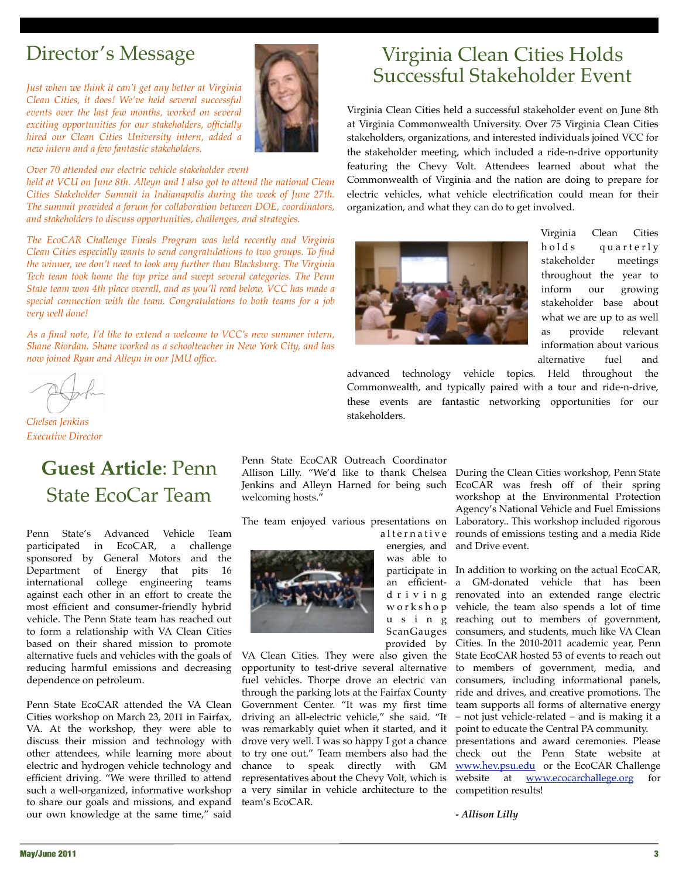# Director's Message

*Just when we think it can't get any better at Virginia Clean Cities, it does! We've held several successful events over the last few months, worked on several exciting opportunities for our stakeholders, officially hired our Clean Cities University intern, added a new intern and a few fantastic stakeholders.*

*Over 70 attended our electric vehicle stakeholder event held at VCU on June 8th. Alleyn and I also got to attend the national Clean Cities Stakeholder Summit in Indianapolis during the week of June 27th. The summit provided a forum for collaboration between DOE, coordinators, and stakeholders to discuss opportunities, challenges, and strategies.*

*The EcoCAR Challenge Finals Program was held recently and Virginia Clean Cities especially wants to send congratulations to two groups. To find the winner, we don't need to look any further than Blacksburg. The Virginia Tech team took home the top prize and swept several categories. The Penn State team won 4th place overall, and as you'll read below, VCC has made a special connection with the team. Congratulations to both teams for a job very well done!*

*As a final note, I'd like to extend a welcome to VCC's new summer intern, Shane Riordan. Shane worked as a schoolteacher in New York City, and has now joined Ryan and Alleyn in our JMU office.*

*Chelsea Jenkins*
*Executive Director*

# Virginia Clean Cities Holds Successful Stakeholder Event

Virginia Clean Cities held a successful stakeholder event on June 8th at Virginia Commonwealth University. Over 75 Virginia Clean Cities stakeholders, organizations, and interested individuals joined VCC for the stakeholder meeting, which included a ride-n-drive opportunity featuring the Chevy Volt. Attendees learned about what the Commonwealth of Virginia and the nation are doing to prepare for electric vehicles, what vehicle electrification could mean for their organization, and what they can do to get involved.

Virginia Clean Cities holds quarterly stakeholder meetings throughout the year to inform our growing stakeholder base about what we are up to as well as provide relevant information about various alternative fuel and advanced technology vehicle topics. Held throughout the Commonwealth, and typically paired with a tour and ride-n-drive, these events are fantastic networking opportunities for our stakeholders.

# **Guest Article**: Penn State EcoCar Team

Penn State's Advanced Vehicle Team participated in EcoCAR, a challenge sponsored by General Motors and the Department of Energy that pits 16 international college engineering teams against each other in an effort to create the most efficient and consumer-friendly hybrid vehicle. The Penn State team has reached out to form a relationship with VA Clean Cities based on their shared mission to promote alternative fuels and vehicles with the goals of reducing harmful emissions and decreasing dependence on petroleum.

Penn State EcoCAR attended the VA Clean Cities workshop on March 23, 2011 in Fairfax, VA. At the workshop, they were able to discuss their mission and technology with other attendees, while learning more about electric and hydrogen vehicle technology and efficient driving. "We were thrilled to attend such a well-organized, informative workshop to share our goals and missions, and expand our own knowledge at the same time," said Penn State EcoCAR Outreach Coordinator Allison Lilly. "We'd like to thank Chelsea Jenkins and Alleyn Harned for being such welcoming hosts."

The team enjoyed various presentations on alternative energies, and was able to participate in an efficient-driving workshop using ScanGauges provided by VA Clean Cities. They were also given the opportunity to test-drive several alternative fuel vehicles. Thorpe drove an electric van through the parking lots at the Fairfax County Government Center. "It was my first time driving an all-electric vehicle," she said. "It was remarkably quiet when it started, and it drove very well. I was so happy I got a chance to try one out." Team members also had the chance to speak directly with GM representatives about the Chevy Volt, which is a very similar in vehicle architecture to the team's EcoCAR.

During the Clean Cities workshop, Penn State EcoCAR was fresh off of their spring workshop at the Environmental Protection Agency's National Vehicle and Fuel Emissions Laboratory.. This workshop included rigorous rounds of emissions testing and a media Ride and Drive event.

In addition to working on the actual EcoCAR, a GM-donated vehicle that has been renovated into an extended range electric vehicle, the team also spends a lot of time reaching out to members of government, consumers, and students, much like VA Clean Cities. In the 2010-2011 academic year, Penn State EcoCAR hosted 53 of events to reach out to members of government, media, and consumers, including informational panels, ride and drives, and creative promotions. The team supports all forms of alternative energy – not just vehicle-related – and is making it a point to educate the Central PA community. presentations and award ceremonies. Please check out the Penn State website at www.hev.psu.edu or the EcoCAR Challenge website at www.ecocarchallege.org for competition results!

***- Allison Lilly***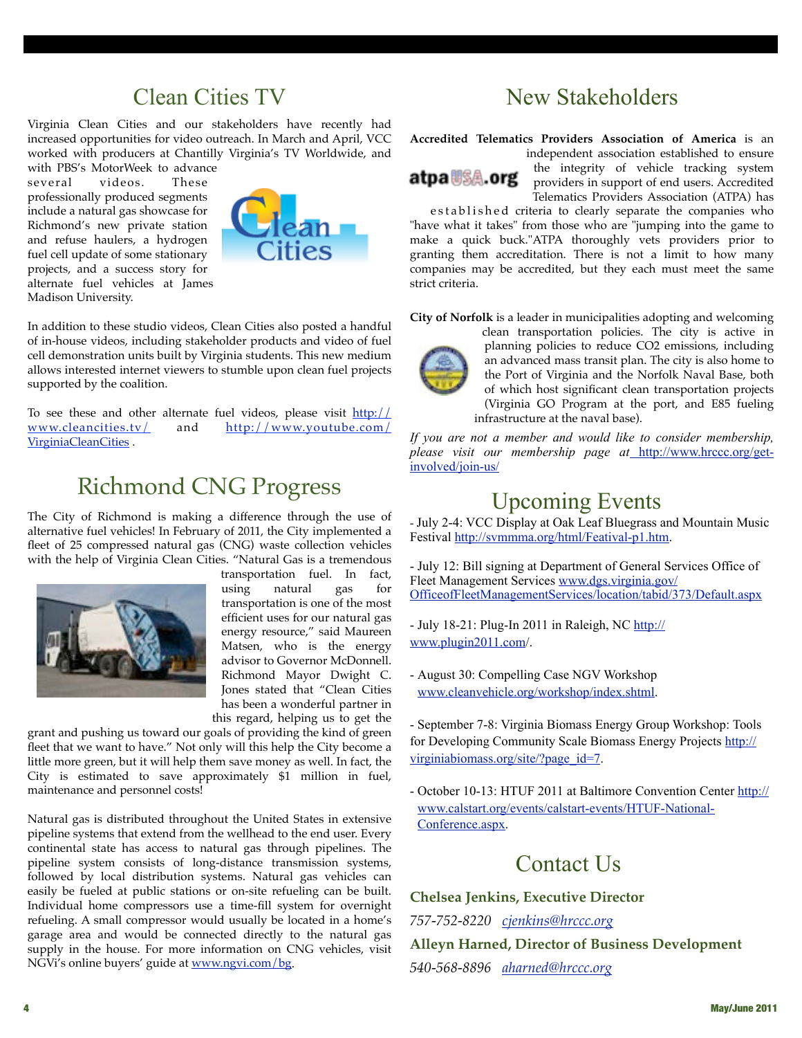## Clean Cities TV

Virginia Clean Cities and our stakeholders have recently had increased opportunities for video outreach. In March and April, VCC worked with producers at Chantilly Virginia's TV Worldwide, and with PBS's MotorWeek to advance several videos. These professionally produced segments include a natural gas showcase for Richmond's new private station and refuse haulers, a hydrogen fuel cell update of some stationary projects, and a success story for alternate fuel vehicles at James Madison University.

In addition to these studio videos, Clean Cities also posted a handful of in-house videos, including stakeholder products and video of fuel cell demonstration units built by Virginia students. This new medium allows interested internet viewers to stumble upon clean fuel projects supported by the coalition.

To see these and other alternate fuel videos, please visit http://www.cleancities.tv/ and http://www.youtube.com/VirginiaCleanCities .

## Richmond CNG Progress

The City of Richmond is making a difference through the use of alternative fuel vehicles! In February of 2011, the City implemented a fleet of 25 compressed natural gas (CNG) waste collection vehicles with the help of Virginia Clean Cities. "Natural Gas is a tremendous transportation fuel. In fact, using natural gas for transportation is one of the most efficient uses for our natural gas energy resource," said Maureen Matsen, who is the energy advisor to Governor McDonnell. Richmond Mayor Dwight C. Jones stated that "Clean Cities has been a wonderful partner in this regard, helping us to get the grant and pushing us toward our goals of providing the kind of green fleet that we want to have." Not only will this help the City become a little more green, but it will help them save money as well. In fact, the City is estimated to save approximately $1 million in fuel, maintenance and personnel costs!

Natural gas is distributed throughout the United States in extensive pipeline systems that extend from the wellhead to the end user. Every continental state has access to natural gas through pipelines. The pipeline system consists of long-distance transmission systems, followed by local distribution systems. Natural gas vehicles can easily be fueled at public stations or on-site refueling can be built. Individual home compressors use a time-fill system for overnight refueling. A small compressor would usually be located in a home's garage area and would be connected directly to the natural gas supply in the house. For more information on CNG vehicles, visit NGVi's online buyers' guide at www.ngvi.com/bg.

## New Stakeholders

**Accredited Telematics Providers Association of America** is an independent association established to ensure the integrity of vehicle tracking system providers in support of end users. Accredited Telematics Providers Association (ATPA) has established criteria to clearly separate the companies who "have what it takes" from those who are "jumping into the game to make a quick buck."ATPA thoroughly vets providers prior to granting them accreditation. There is not a limit to how many companies may be accredited, but they each must meet the same strict criteria.

**City of Norfolk** is a leader in municipalities adopting and welcoming clean transportation policies. The city is active in planning policies to reduce $CO_2$ emissions, including an advanced mass transit plan. The city is also home to the Port of Virginia and the Norfolk Naval Base, both of which host significant clean transportation projects (Virginia GO Program at the port, and E85 fueling infrastructure at the naval base).

*If you are not a member and would like to consider membership, please visit our membership page at* http://www.hrccc.org/get-involved/join-us/

## Upcoming Events

- July 2-4: VCC Display at Oak Leaf Bluegrass and Mountain Music Festival http://svmmma.org/html/Featival-p1.htm.

- July 12: Bill signing at Department of General Services Office of Fleet Management Services www.dgs.virginia.gov/OfficeofFleetManagementServices/location/tabid/373/Default.aspx

- July 18-21: Plug-In 2011 in Raleigh, NC http://www.plugin2011.com/.

- August 30: Compelling Case NGV Workshop www.cleanvehicle.org/workshop/index.shtml.

- September 7-8: Virginia Biomass Energy Group Workshop: Tools for Developing Community Scale Biomass Energy Projects http://virginiabiomass.org/site/?page_id=7.

- October 10-13: HTUF 2011 at Baltimore Convention Center http://www.calstart.org/events/calstart-events/HTUF-National-Conference.aspx.

## Contact Us

**Chelsea Jenkins, Executive Director**

*757-752-8220 cjenkins@hrccc.org*

**Alleyn Harned, Director of Business Development**

*540-568-8896 aharned@hrccc.org*